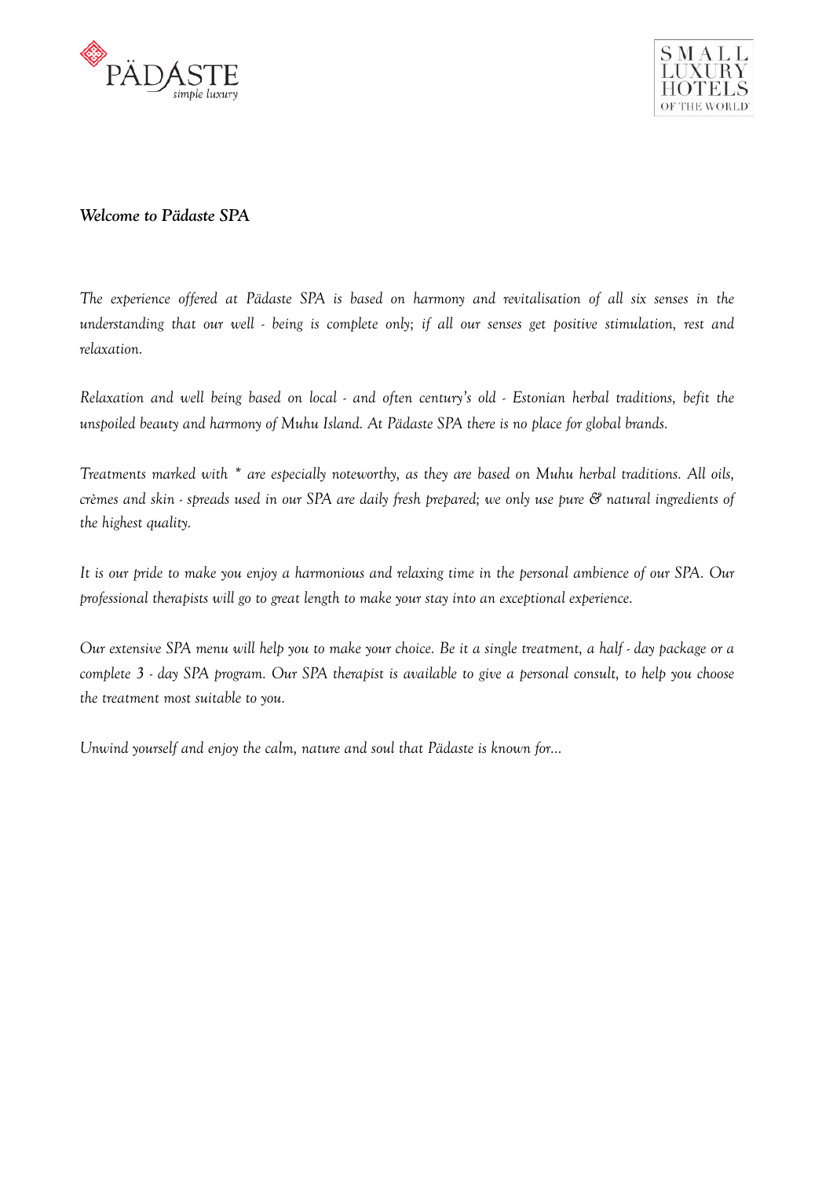*Welcome to Pädaste SPA*

*The experience offered at Pädaste SPA is based on harmony and revitalisation of all six senses in the understanding that our well - being is complete only; if all our senses get positive stimulation, rest and relaxation.*

*Relaxation and well being based on local - and often century's old - Estonian herbal traditions, befit the unspoiled beauty and harmony of Muhu Island. At Pädaste SPA there is no place for global brands.*

*Treatments marked with * are especially noteworthy, as they are based on Muhu herbal traditions. All oils, crèmes and skin - spreads used in our SPA are daily fresh prepared; we only use pure & natural ingredients of the highest quality.*

*It is our pride to make you enjoy a harmonious and relaxing time in the personal ambience of our SPA. Our professional therapists will go to great length to make your stay into an exceptional experience.*

*Our extensive SPA menu will help you to make your choice. Be it a single treatment, a half - day package or a complete 3 - day SPA program. Our SPA therapist is available to give a personal consult, to help you choose the treatment most suitable to you.*

*Unwind yourself and enjoy the calm, nature and soul that Pädaste is known for…*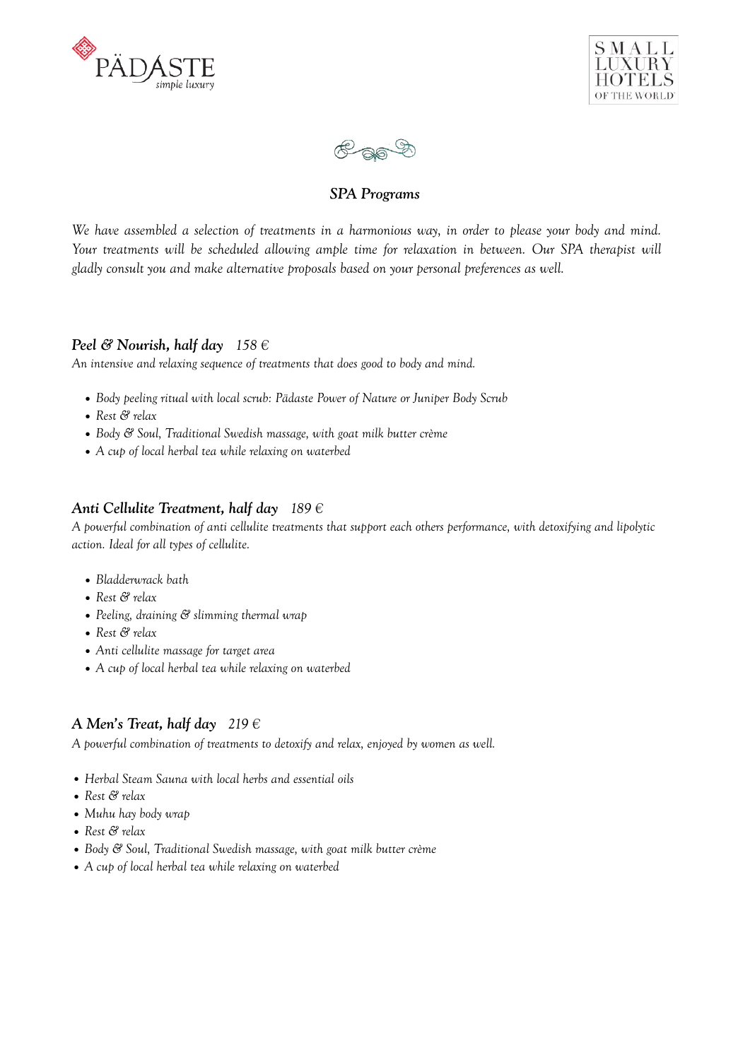## *SPA Programs*

*We have assembled a selection of treatments in a harmonious way, in order to please your body and mind. Your treatments will be scheduled allowing ample time for relaxation in between. Our SPA therapist will gladly consult you and make alternative proposals based on your personal preferences as well.*

### *Peel & Nourish, half day* *158 €*

*An intensive and relaxing sequence of treatments that does good to body and mind.*

- *Body peeling ritual with local scrub: Pädaste Power of Nature or Juniper Body Scrub*
- *Rest & relax*
- *Body & Soul, Traditional Swedish massage, with goat milk butter crème*
- *A cup of local herbal tea while relaxing on waterbed*

### *Anti Cellulite Treatment, half day* *189 €*

*A powerful combination of anti cellulite treatments that support each others performance, with detoxifying and lipolytic action. Ideal for all types of cellulite.*

- *Bladderwrack bath*
- *Rest & relax*
- *Peeling, draining & slimming thermal wrap*
- *Rest & relax*
- *Anti cellulite massage for target area*
- *A cup of local herbal tea while relaxing on waterbed*

### *A Men's Treat, half day* *219 €*

*A powerful combination of treatments to detoxify and relax, enjoyed by women as well.*

- *Herbal Steam Sauna with local herbs and essential oils*
- *Rest & relax*
- *Muhu hay body wrap*
- *Rest & relax*
- *Body & Soul, Traditional Swedish massage, with goat milk butter crème*
- *A cup of local herbal tea while relaxing on waterbed*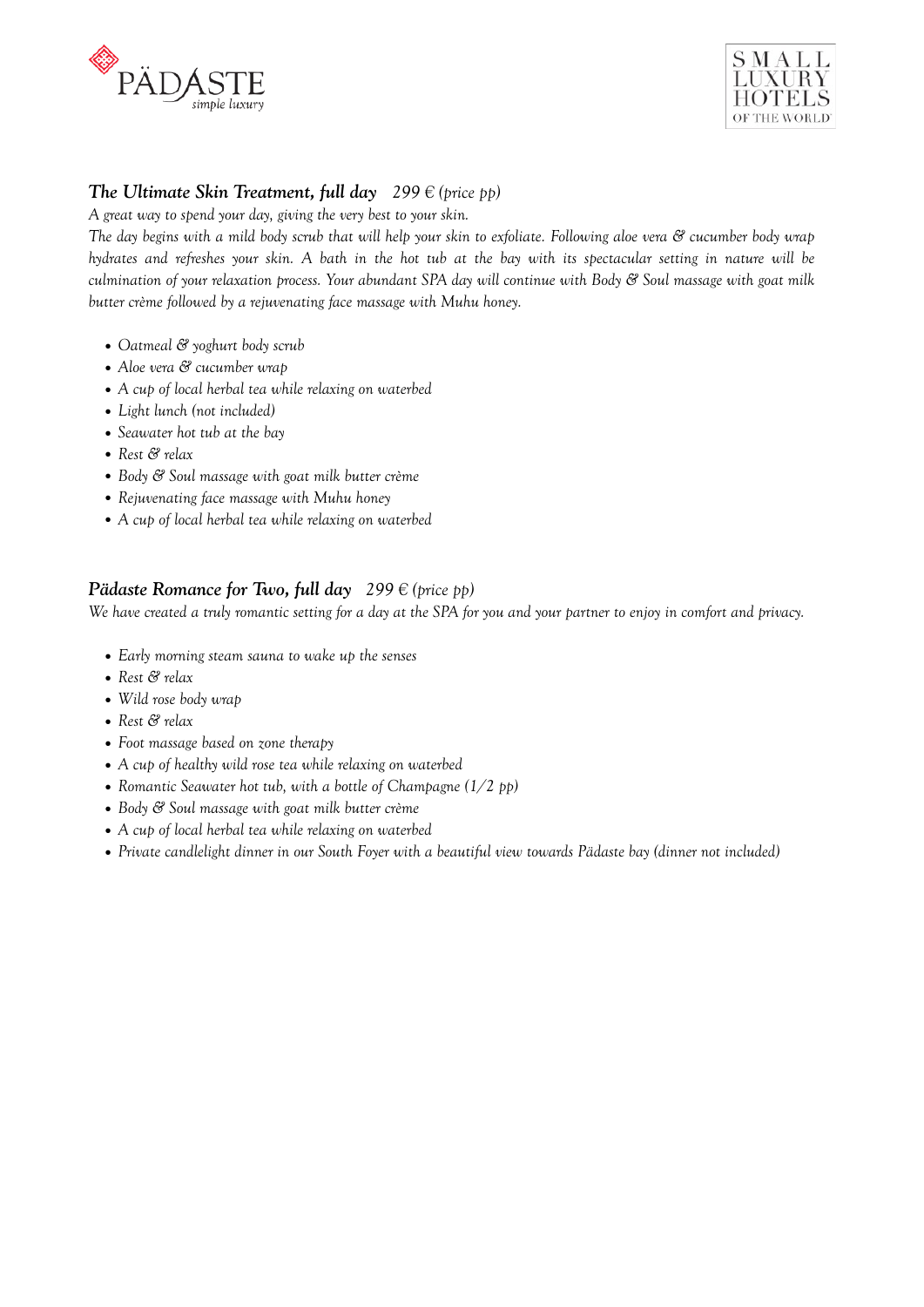## *The Ultimate Skin Treatment, full day* *299 € (price pp)*

*A great way to spend your day, giving the very best to your skin.*

*The day begins with a mild body scrub that will help your skin to exfoliate. Following aloe vera & cucumber body wrap hydrates and refreshes your skin. A bath in the hot tub at the bay with its spectacular setting in nature will be culmination of your relaxation process. Your abundant SPA day will continue with Body & Soul massage with goat milk butter crème followed by a rejuvenating face massage with Muhu honey.*

- *Oatmeal & yoghurt body scrub*
- *Aloe vera & cucumber wrap*
- *A cup of local herbal tea while relaxing on waterbed*
- *Light lunch (not included)*
- *Seawater hot tub at the bay*
- *Rest & relax*
- *Body & Soul massage with goat milk butter crème*
- *Rejuvenating face massage with Muhu honey*
- *A cup of local herbal tea while relaxing on waterbed*

## *Pädaste Romance for Two, full day* *299 € (price pp)*

*We have created a truly romantic setting for a day at the SPA for you and your partner to enjoy in comfort and privacy.*

- *Early morning steam sauna to wake up the senses*
- *Rest & relax*
- *Wild rose body wrap*
- *Rest & relax*
- *Foot massage based on zone therapy*
- *A cup of healthy wild rose tea while relaxing on waterbed*
- *Romantic Seawater hot tub, with a bottle of Champagne (1/2 pp)*
- *Body & Soul massage with goat milk butter crème*
- *A cup of local herbal tea while relaxing on waterbed*
- *Private candlelight dinner in our South Foyer with a beautiful view towards Pädaste bay (dinner not included)*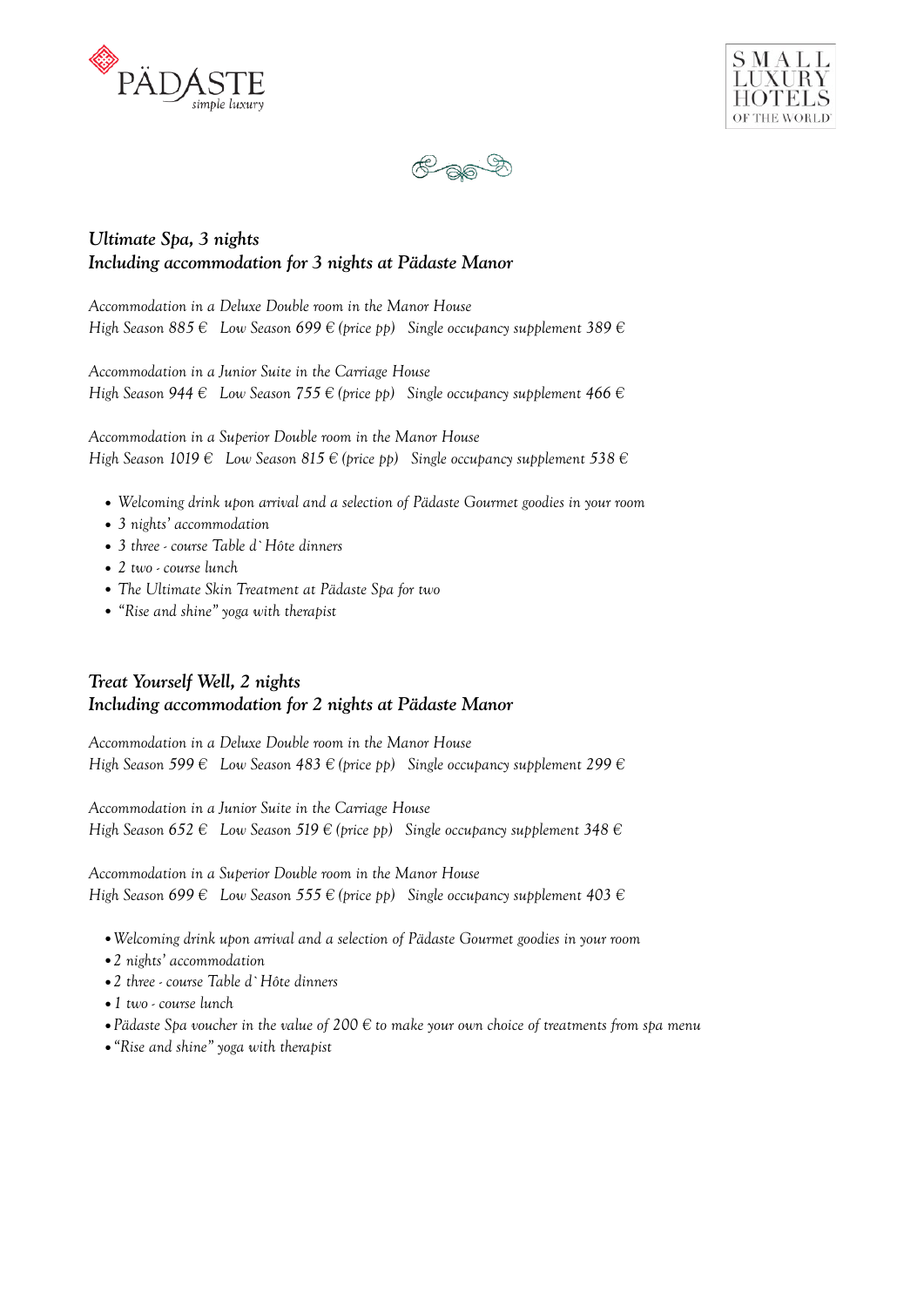## *Ultimate Spa, 3 nights*
## *Including accommodation for 3 nights at Pädaste Manor*

*Accommodation in a Deluxe Double room in the Manor House*
*High Season 885 € Low Season 699 € (price pp) Single occupancy supplement 389 €*

*Accommodation in a Junior Suite in the Carriage House*
*High Season 944 € Low Season 755 € (price pp) Single occupancy supplement 466 €*

*Accommodation in a Superior Double room in the Manor House*
*High Season 1019 € Low Season 815 € (price pp) Single occupancy supplement 538 €*

- *Welcoming drink upon arrival and a selection of Pädaste Gourmet goodies in your room*
- *3 nights' accommodation*
- *3 three - course Table d`Hôte dinners*
- *2 two - course lunch*
- *The Ultimate Skin Treatment at Pädaste Spa for two*
- *"Rise and shine" yoga with therapist*

## *Treat Yourself Well, 2 nights*
## *Including accommodation for 2 nights at Pädaste Manor*

*Accommodation in a Deluxe Double room in the Manor House*
*High Season 599 € Low Season 483 € (price pp) Single occupancy supplement 299 €*

*Accommodation in a Junior Suite in the Carriage House*
*High Season 652 € Low Season 519 € (price pp) Single occupancy supplement 348 €*

*Accommodation in a Superior Double room in the Manor House*
*High Season 699 € Low Season 555 € (price pp) Single occupancy supplement 403 €*

- *Welcoming drink upon arrival and a selection of Pädaste Gourmet goodies in your room*
- *2 nights' accommodation*
- *2 three - course Table d`Hôte dinners*
- *1 two - course lunch*
- *Pädaste Spa voucher in the value of 200 € to make your own choice of treatments from spa menu*
- *"Rise and shine" yoga with therapist*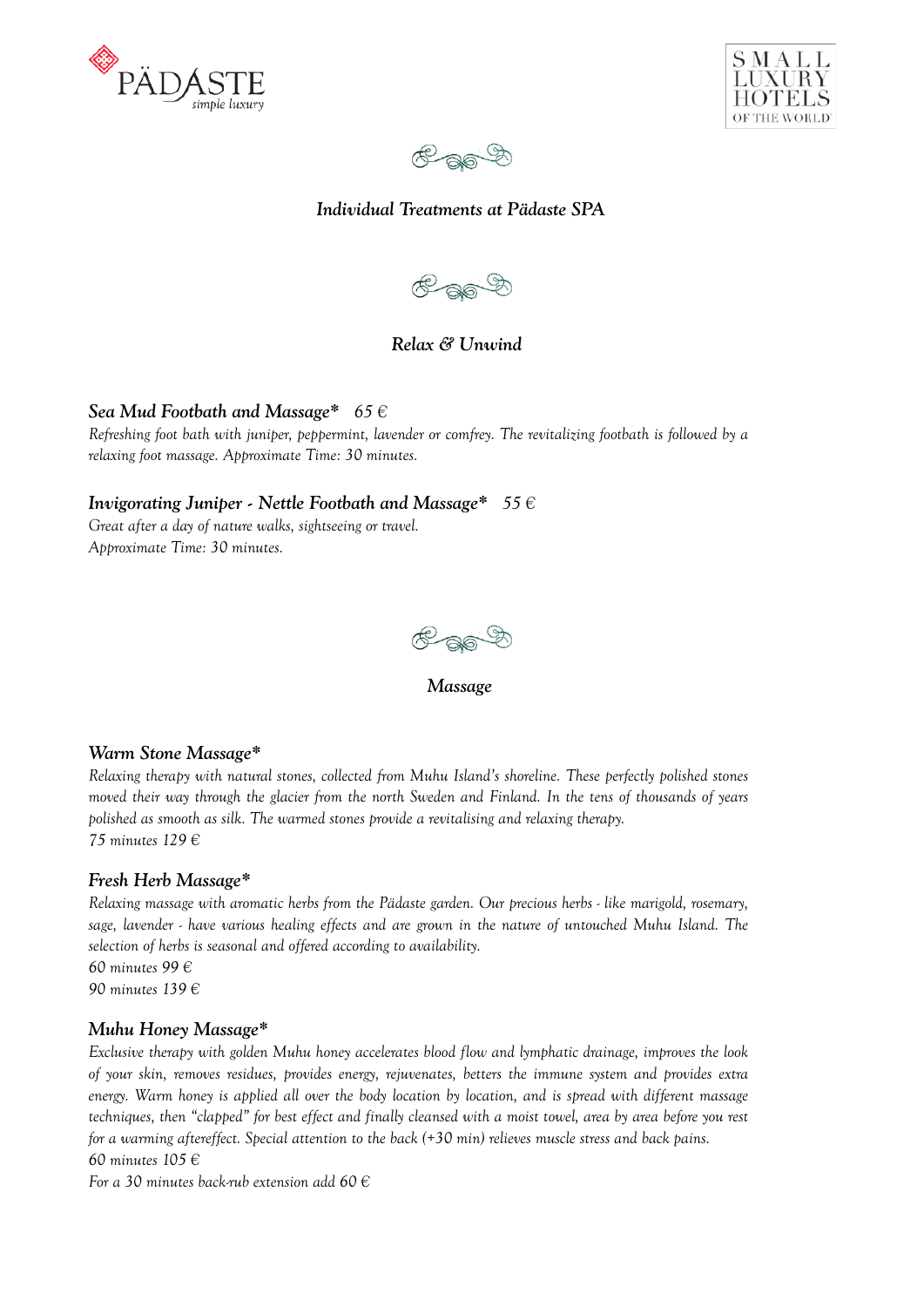## *Individual Treatments at Pädaste SPA*

### *Relax & Unwind*

***Sea Mud Footbath and Massage**** *65 €*

*Refreshing foot bath with juniper, peppermint, lavender or comfrey. The revitalizing footbath is followed by a relaxing foot massage. Approximate Time: 30 minutes.*

***Invigorating Juniper - Nettle Footbath and Massage**** *55 €*

*Great after a day of nature walks, sightseeing or travel.*
*Approximate Time: 30 minutes.*

### *Massage*

***Warm Stone Massage****

*Relaxing therapy with natural stones, collected from Muhu Island's shoreline. These perfectly polished stones moved their way through the glacier from the north Sweden and Finland. In the tens of thousands of years polished as smooth as silk. The warmed stones provide a revitalising and relaxing therapy.*
*75 minutes 129 €*

***Fresh Herb Massage****

*Relaxing massage with aromatic herbs from the Pädaste garden. Our precious herbs - like marigold, rosemary, sage, lavender - have various healing effects and are grown in the nature of untouched Muhu Island. The selection of herbs is seasonal and offered according to availability.*
*60 minutes 99 €*
*90 minutes 139 €*

***Muhu Honey Massage****

*Exclusive therapy with golden Muhu honey accelerates blood flow and lymphatic drainage, improves the look of your skin, removes residues, provides energy, rejuvenates, betters the immune system and provides extra energy. Warm honey is applied all over the body location by location, and is spread with different massage techniques, then "clapped" for best effect and finally cleansed with a moist towel, area by area before you rest for a warming aftereffect. Special attention to the back (+30 min) relieves muscle stress and back pains.*
*60 minutes 105 €*
*For a 30 minutes back-rub extension add 60 €*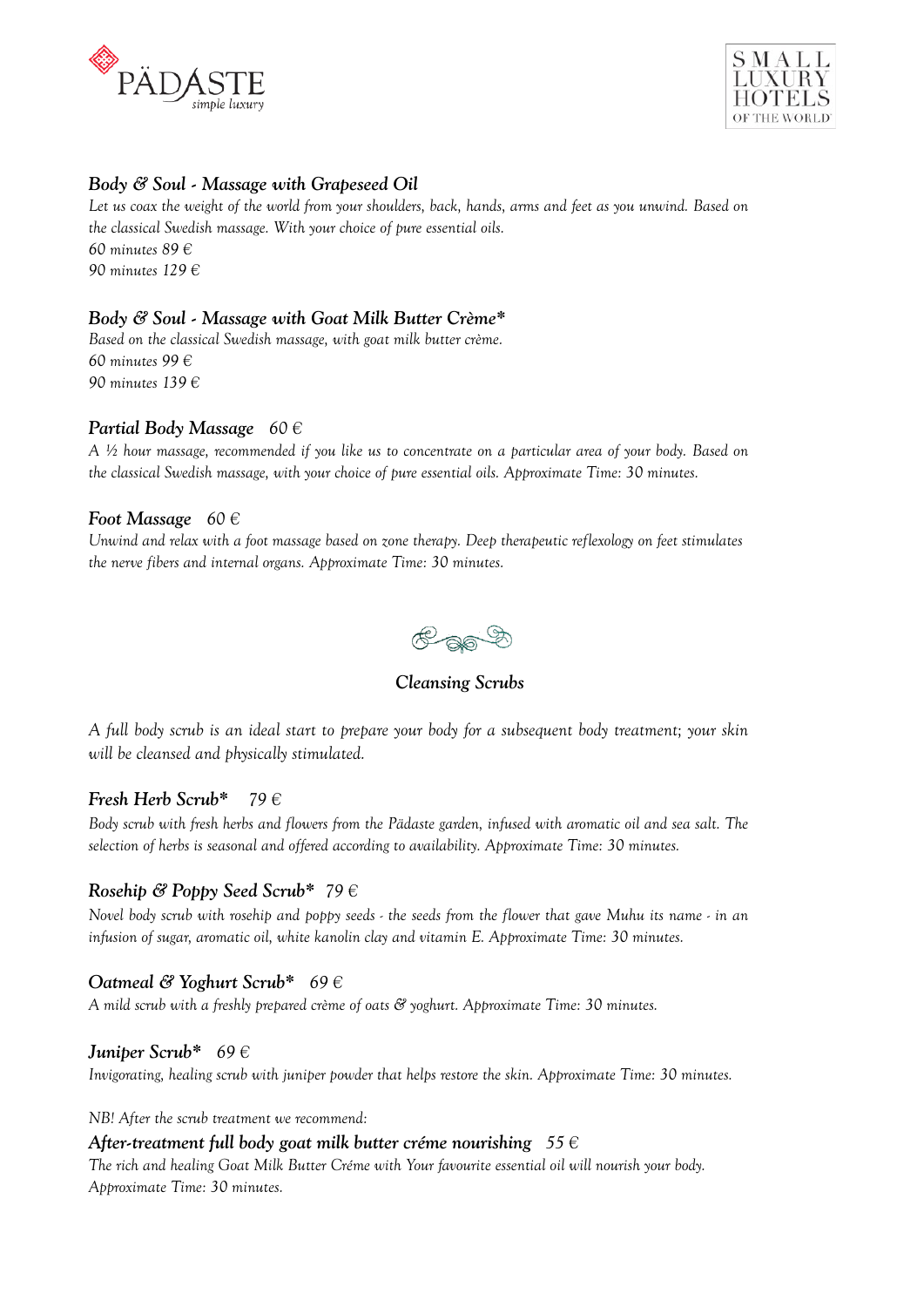### *Body & Soul - Massage with Grapeseed Oil*

*Let us coax the weight of the world from your shoulders, back, hands, arms and feet as you unwind. Based on the classical Swedish massage. With your choice of pure essential oils.*
*60 minutes 89 €*
*90 minutes 129 €*

### *Body & Soul - Massage with Goat Milk Butter Crème**

*Based on the classical Swedish massage, with goat milk butter crème.*
*60 minutes 99 €*
*90 minutes 139 €*

### *Partial Body Massage* *60 €*

*A ½ hour massage, recommended if you like us to concentrate on a particular area of your body. Based on the classical Swedish massage, with your choice of pure essential oils. Approximate Time: 30 minutes.*

### *Foot Massage* *60 €*

*Unwind and relax with a foot massage based on zone therapy. Deep therapeutic reflexology on feet stimulates the nerve fibers and internal organs. Approximate Time: 30 minutes.*

## *Cleansing Scrubs*

*A full body scrub is an ideal start to prepare your body for a subsequent body treatment; your skin will be cleansed and physically stimulated.*

### *Fresh Herb Scrub** *79 €*

*Body scrub with fresh herbs and flowers from the Pädaste garden, infused with aromatic oil and sea salt. The selection of herbs is seasonal and offered according to availability. Approximate Time: 30 minutes.*

### *Rosehip & Poppy Seed Scrub** *79 €*

*Novel body scrub with rosehip and poppy seeds - the seeds from the flower that gave Muhu its name - in an infusion of sugar, aromatic oil, white kanolin clay and vitamin E. Approximate Time: 30 minutes.*

### *Oatmeal & Yoghurt Scrub** *69 €*

*A mild scrub with a freshly prepared crème of oats & yoghurt. Approximate Time: 30 minutes.*

### *Juniper Scrub** *69 €*

*Invigorating, healing scrub with juniper powder that helps restore the skin. Approximate Time: 30 minutes.*

*NB! After the scrub treatment we recommend:*

### *After-treatment full body goat milk butter créme nourishing* *55 €*

*The rich and healing Goat Milk Butter Créme with Your favourite essential oil will nourish your body. Approximate Time: 30 minutes.*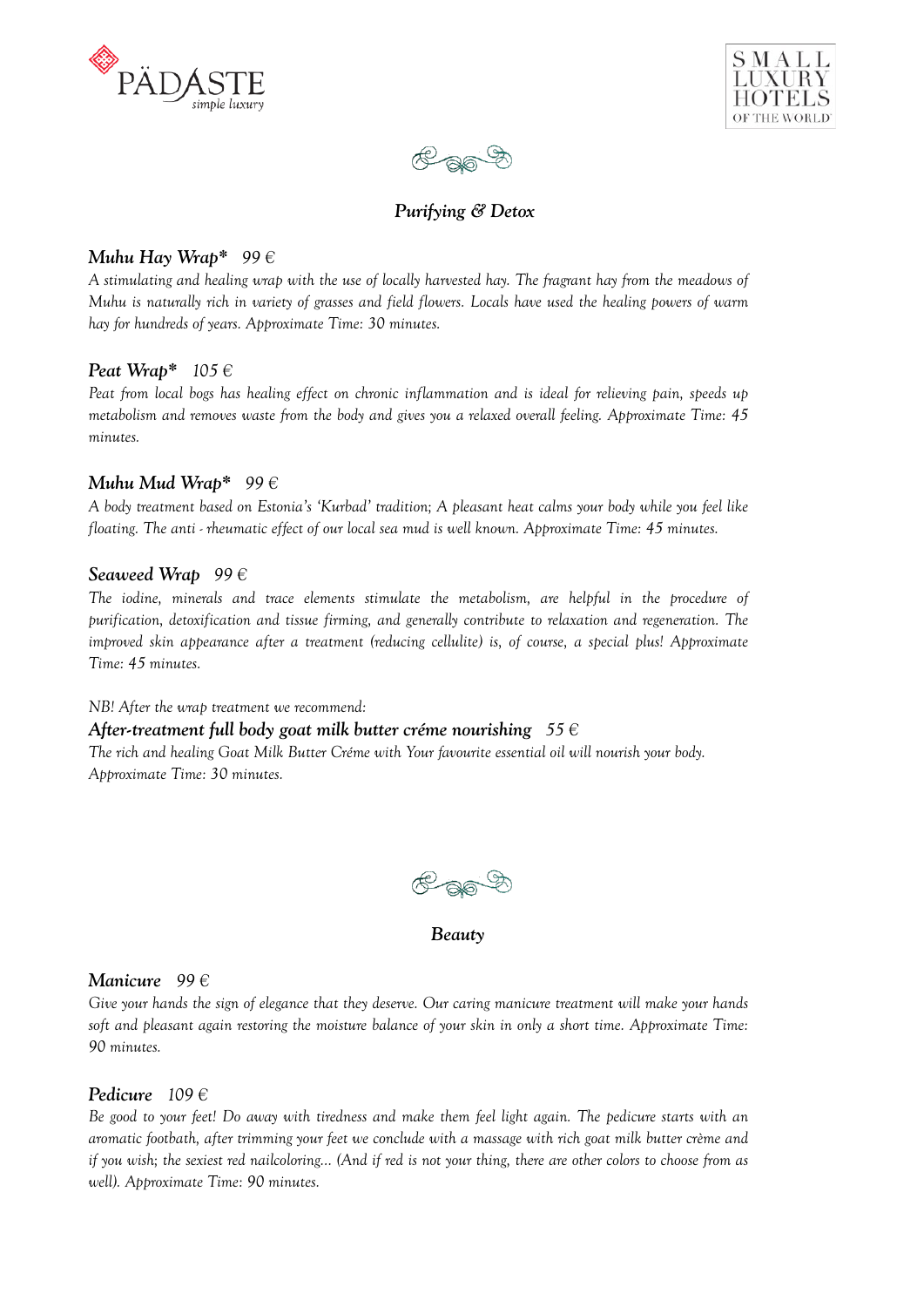## *Purifying & Detox*

### *Muhu Hay Wrap** *99 €*

*A stimulating and healing wrap with the use of locally harvested hay. The fragrant hay from the meadows of Muhu is naturally rich in variety of grasses and field flowers. Locals have used the healing powers of warm hay for hundreds of years. Approximate Time: 30 minutes.*

### *Peat Wrap** *105 €*

*Peat from local bogs has healing effect on chronic inflammation and is ideal for relieving pain, speeds up metabolism and removes waste from the body and gives you a relaxed overall feeling. Approximate Time: 45 minutes.*

### *Muhu Mud Wrap** *99 €*

*A body treatment based on Estonia's 'Kurbad' tradition; A pleasant heat calms your body while you feel like floating. The anti - rheumatic effect of our local sea mud is well known. Approximate Time: 45 minutes.*

### *Seaweed Wrap* *99 €*

*The iodine, minerals and trace elements stimulate the metabolism, are helpful in the procedure of purification, detoxification and tissue firming, and generally contribute to relaxation and regeneration. The improved skin appearance after a treatment (reducing cellulite) is, of course, a special plus! Approximate Time: 45 minutes.*

*NB! After the wrap treatment we recommend:*

### *After-treatment full body goat milk butter créme nourishing* *55 €*

*The rich and healing Goat Milk Butter Créme with Your favourite essential oil will nourish your body. Approximate Time: 30 minutes.*

## *Beauty*

### *Manicure* *99 €*

*Give your hands the sign of elegance that they deserve. Our caring manicure treatment will make your hands soft and pleasant again restoring the moisture balance of your skin in only a short time. Approximate Time: 90 minutes.*

### *Pedicure* *109 €*

*Be good to your feet! Do away with tiredness and make them feel light again. The pedicure starts with an aromatic footbath, after trimming your feet we conclude with a massage with rich goat milk butter crème and if you wish; the sexiest red nailcoloring... (And if red is not your thing, there are other colors to choose from as well). Approximate Time: 90 minutes.*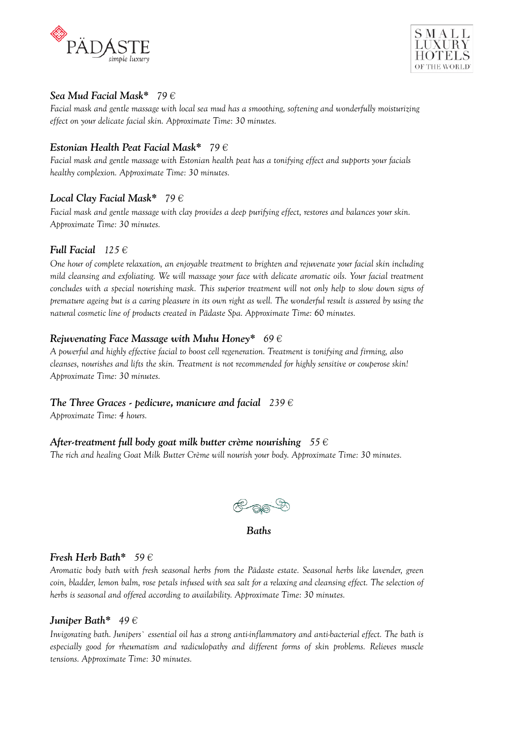### *Sea Mud Facial Mask** *79 €*

*Facial mask and gentle massage with local sea mud has a smoothing, softening and wonderfully moisturizing effect on your delicate facial skin. Approximate Time: 30 minutes.*

### *Estonian Health Peat Facial Mask** *79 €*

*Facial mask and gentle massage with Estonian health peat has a tonifying effect and supports your facials healthy complexion. Approximate Time: 30 minutes.*

### *Local Clay Facial Mask** *79 €*

*Facial mask and gentle massage with clay provides a deep purifying effect, restores and balances your skin. Approximate Time: 30 minutes.*

### *Full Facial* *125 €*

*One hour of complete relaxation, an enjoyable treatment to brighten and rejuvenate your facial skin including mild cleansing and exfoliating. We will massage your face with delicate aromatic oils. Your facial treatment concludes with a special nourishing mask. This superior treatment will not only help to slow down signs of premature ageing but is a caring pleasure in its own right as well. The wonderful result is assured by using the natural cosmetic line of products created in Pädaste Spa. Approximate Time: 60 minutes.*

### *Rejuvenating Face Massage with Muhu Honey** *69 €*

*A powerful and highly effective facial to boost cell regeneration. Treatment is tonifying and firming, also cleanses, nourishes and lifts the skin. Treatment is not recommended for highly sensitive or couperose skin! Approximate Time: 30 minutes.*

### *The Three Graces - pedicure, manicure and facial* *239 €*

*Approximate Time: 4 hours.*

### *After-treatment full body goat milk butter crème nourishing* *55 €*

*The rich and healing Goat Milk Butter Crème will nourish your body. Approximate Time: 30 minutes.*

## *Baths*

### *Fresh Herb Bath** *59 €*

*Aromatic body bath with fresh seasonal herbs from the Pädaste estate. Seasonal herbs like lavender, green coin, bladder, lemon balm, rose petals infused with sea salt for a relaxing and cleansing effect. The selection of herbs is seasonal and offered according to availability. Approximate Time: 30 minutes.*

### *Juniper Bath** *49 €*

*Invigorating bath. Junipers` essential oil has a strong anti-inflammatory and anti-bacterial effect. The bath is especially good for rheumatism and radiculopathy and different forms of skin problems. Relieves muscle tensions. Approximate Time: 30 minutes.*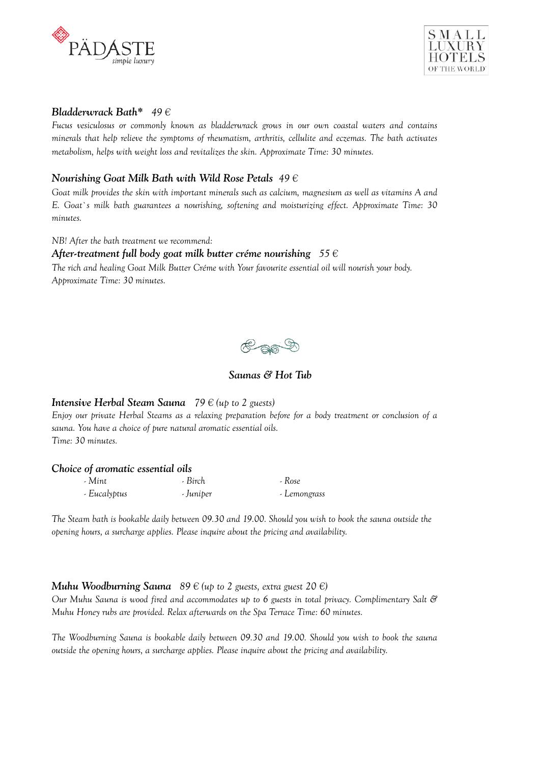### *Bladderwrack Bath* 49 €*

*Fucus vesiculosus or commonly known as bladderwrack grows in our own coastal waters and contains minerals that help relieve the symptoms of rheumatism, arthritis, cellulite and eczemas. The bath activates metabolism, helps with weight loss and revitalizes the skin. Approximate Time: 30 minutes.*

### *Nourishing Goat Milk Bath with Wild Rose Petals 49 €*

*Goat milk provides the skin with important minerals such as calcium, magnesium as well as vitamins A and E. Goat`s milk bath guarantees a nourishing, softening and moisturizing effect. Approximate Time: 30 minutes.*

*NB! After the bath treatment we recommend:*

### *After-treatment full body goat milk butter créme nourishing 55 €*

*The rich and healing Goat Milk Butter Créme with Your favourite essential oil will nourish your body. Approximate Time: 30 minutes.*

## *Saunas & Hot Tub*

### *Intensive Herbal Steam Sauna 79 € (up to 2 guests)*

*Enjoy our private Herbal Steams as a relaxing preparation before for a body treatment or conclusion of a sauna. You have a choice of pure natural aromatic essential oils.*
*Time: 30 minutes.*

### *Choice of aromatic essential oils*

- *Mint*
- *Birch*
- *Rose*
- *Eucalyptus*
- *Juniper*
- *Lemongrass*

*The Steam bath is bookable daily between 09.30 and 19.00. Should you wish to book the sauna outside the opening hours, a surcharge applies. Please inquire about the pricing and availability.*

### *Muhu Woodburning Sauna 89 € (up to 2 guests, extra guest 20 €)*

*Our Muhu Sauna is wood fired and accommodates up to 6 guests in total privacy. Complimentary Salt & Muhu Honey rubs are provided. Relax afterwards on the Spa Terrace Time: 60 minutes.*

*The Woodburning Sauna is bookable daily between 09.30 and 19.00. Should you wish to book the sauna outside the opening hours, a surcharge applies. Please inquire about the pricing and availability.*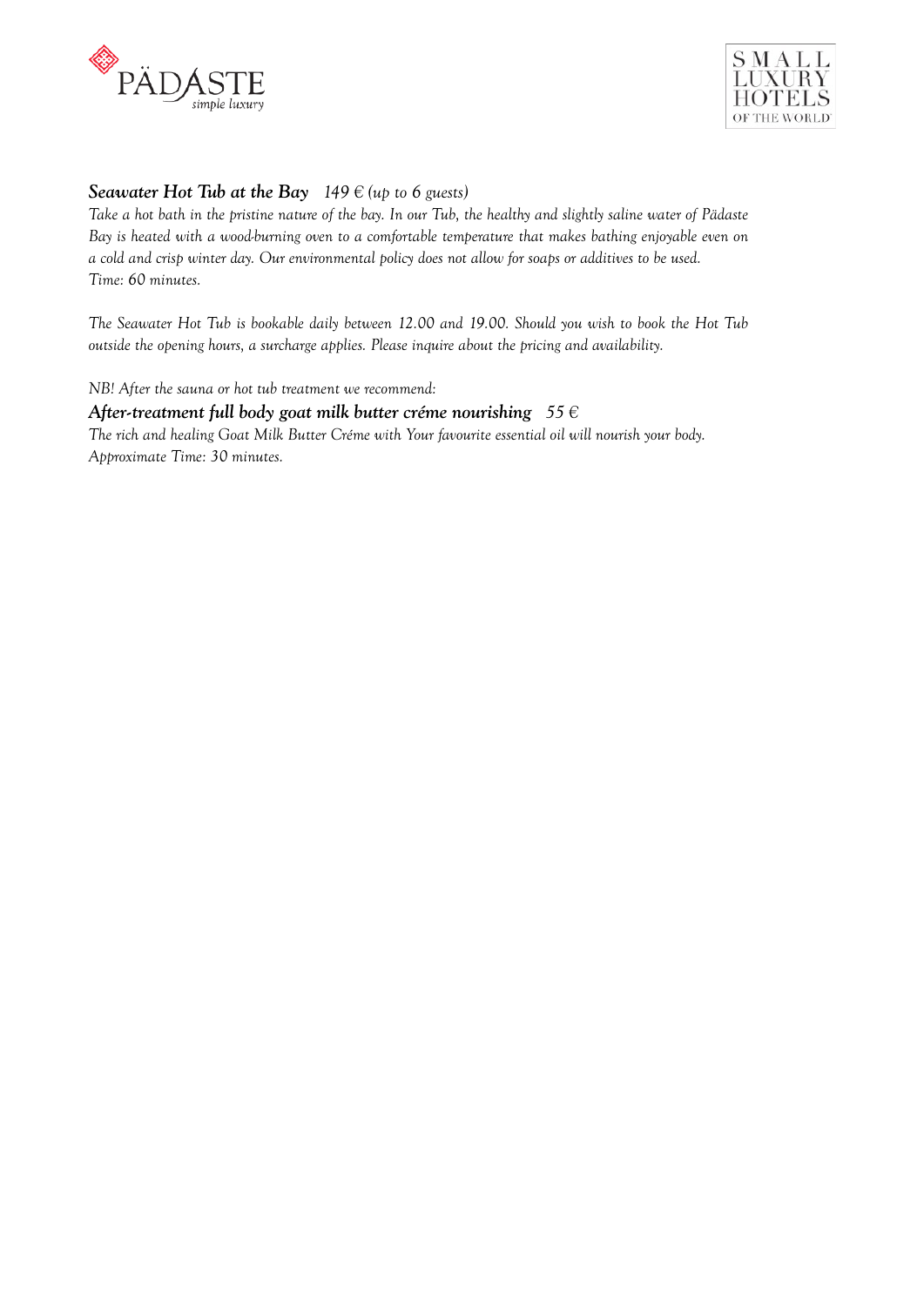***Seawater Hot Tub at the Bay*** *149 € (up to 6 guests)*

*Take a hot bath in the pristine nature of the bay. In our Tub, the healthy and slightly saline water of Pädaste Bay is heated with a wood-burning oven to a comfortable temperature that makes bathing enjoyable even on a cold and crisp winter day. Our environmental policy does not allow for soaps or additives to be used.*
*Time: 60 minutes.*

*The Seawater Hot Tub is bookable daily between 12.00 and 19.00. Should you wish to book the Hot Tub outside the opening hours, a surcharge applies. Please inquire about the pricing and availability.*

*NB! After the sauna or hot tub treatment we recommend:*

***After-treatment full body goat milk butter créme nourishing*** *55 €*

*The rich and healing Goat Milk Butter Créme with Your favourite essential oil will nourish your body.*
*Approximate Time: 30 minutes.*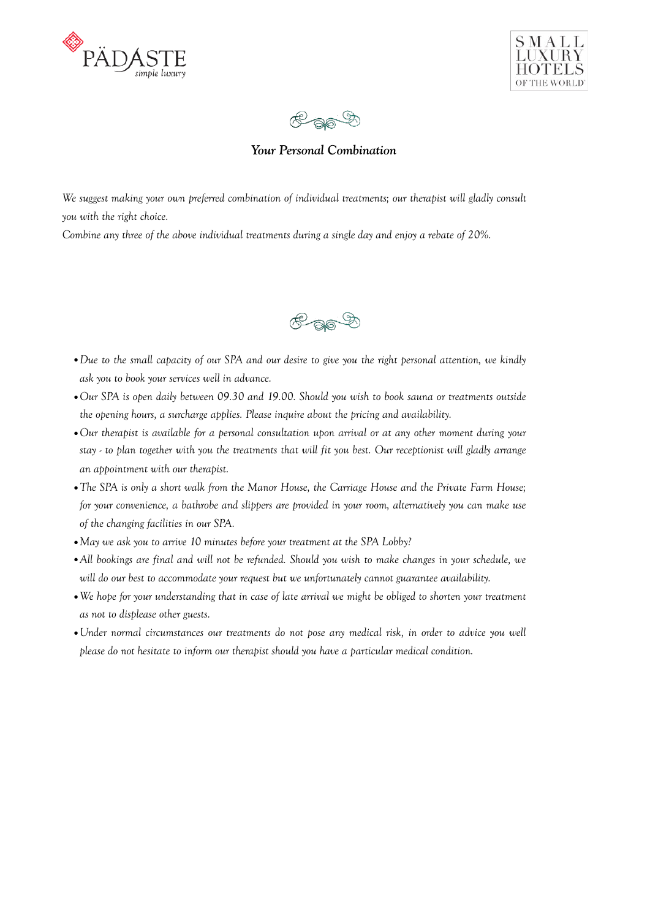## *Your Personal Combination*

*We suggest making your own preferred combination of individual treatments; our therapist will gladly consult you with the right choice.*
*Combine any three of the above individual treatments during a single day and enjoy a rebate of 20%.*

- *Due to the small capacity of our SPA and our desire to give you the right personal attention, we kindly ask you to book your services well in advance.*
- *Our SPA is open daily between 09.30 and 19.00. Should you wish to book sauna or treatments outside the opening hours, a surcharge applies. Please inquire about the pricing and availability.*
- *Our therapist is available for a personal consultation upon arrival or at any other moment during your stay - to plan together with you the treatments that will fit you best. Our receptionist will gladly arrange an appointment with our therapist.*
- *The SPA is only a short walk from the Manor House, the Carriage House and the Private Farm House; for your convenience, a bathrobe and slippers are provided in your room, alternatively you can make use of the changing facilities in our SPA.*
- *May we ask you to arrive 10 minutes before your treatment at the SPA Lobby?*
- *All bookings are final and will not be refunded. Should you wish to make changes in your schedule, we will do our best to accommodate your request but we unfortunately cannot guarantee availability.*
- *We hope for your understanding that in case of late arrival we might be obliged to shorten your treatment as not to displease other guests.*
- *Under normal circumstances our treatments do not pose any medical risk, in order to advice you well please do not hesitate to inform our therapist should you have a particular medical condition.*